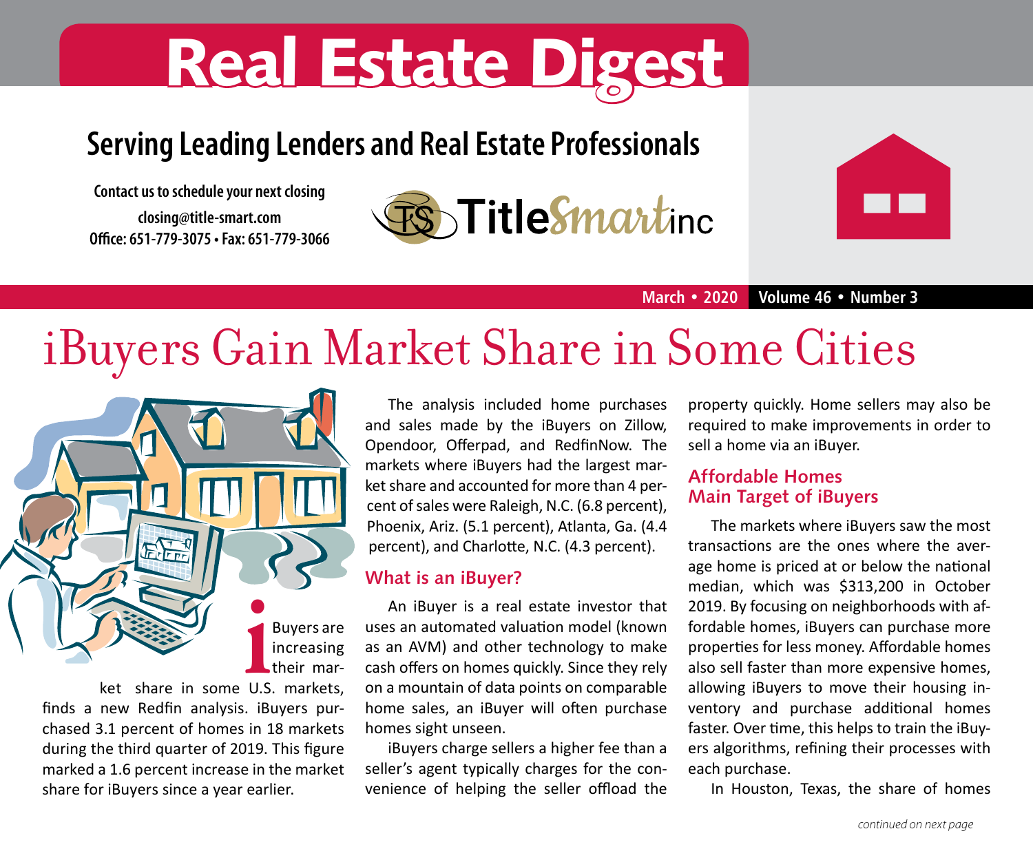# Real Estate Digest

## Serving Leading Lenders and Real Estate Professionals

**Contact us to schedule your next closing**
**closing@title-smart.com**
**Office: 651-779-3075 • Fax: 651-779-3066**

TitleSmart inc

**March • 2020 Volume 46 • Number 3**

# iBuyers Gain Market Share in Some Cities

iBuyers are increasing their market share in some U.S. markets, finds a new Redfin analysis. iBuyers purchased 3.1 percent of homes in 18 markets during the third quarter of 2019. This figure marked a 1.6 percent increase in the market share for iBuyers since a year earlier.

The analysis included home purchases and sales made by the iBuyers on Zillow, Opendoor, Offerpad, and RedfinNow. The markets where iBuyers had the largest market share and accounted for more than 4 percent of sales were Raleigh, N.C. (6.8 percent), Phoenix, Ariz. (5.1 percent), Atlanta, Ga. (4.4 percent), and Charlotte, N.C. (4.3 percent).

## What is an iBuyer?

An iBuyer is a real estate investor that uses an automated valuation model (known as an AVM) and other technology to make cash offers on homes quickly. Since they rely on a mountain of data points on comparable home sales, an iBuyer will often purchase homes sight unseen.

iBuyers charge sellers a higher fee than a seller's agent typically charges for the convenience of helping the seller offload the property quickly. Home sellers may also be required to make improvements in order to sell a home via an iBuyer.

## Affordable Homes Main Target of iBuyers

The markets where iBuyers saw the most transactions are the ones where the average home is priced at or below the national median, which was $313,200 in October 2019. By focusing on neighborhoods with affordable homes, iBuyers can purchase more properties for less money. Affordable homes also sell faster than more expensive homes, allowing iBuyers to move their housing inventory and purchase additional homes faster. Over time, this helps to train the iBuyers algorithms, refining their processes with each purchase.

In Houston, Texas, the share of homes

*continued on next page*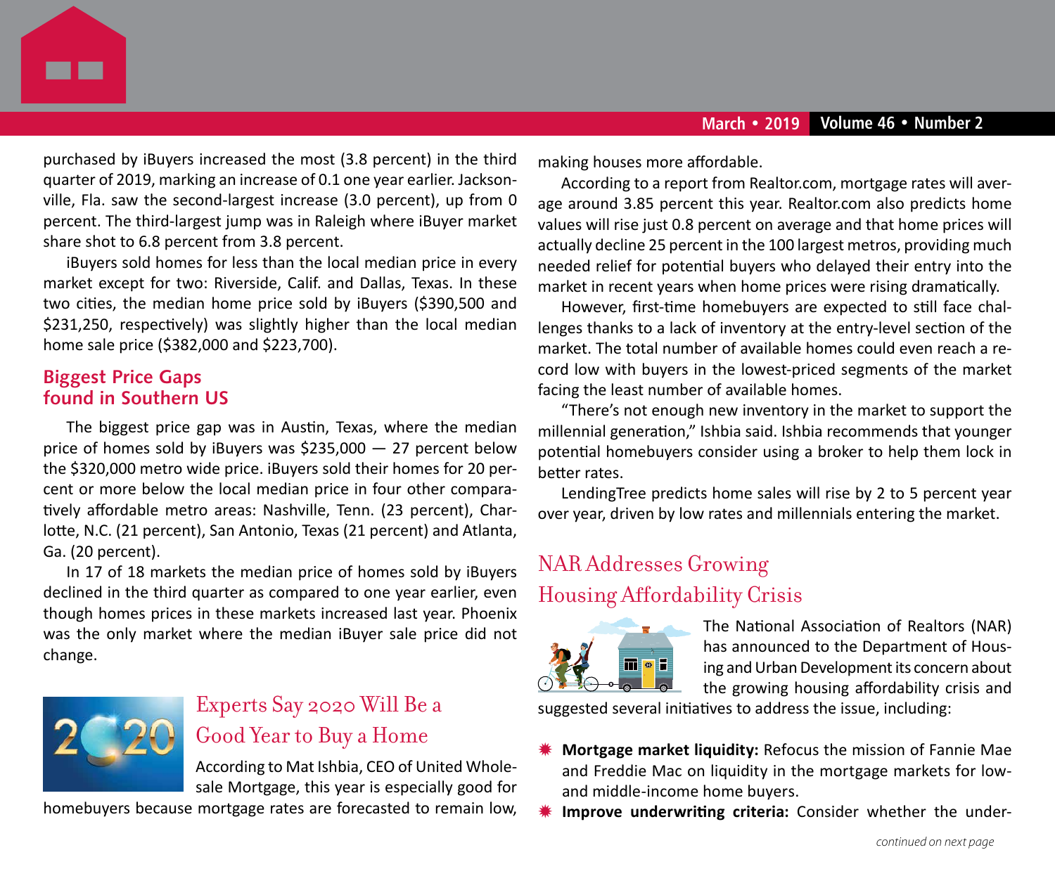purchased by iBuyers increased the most (3.8 percent) in the third quarter of 2019, marking an increase of 0.1 one year earlier. Jacksonville, Fla. saw the second-largest increase (3.0 percent), up from 0 percent. The third-largest jump was in Raleigh where iBuyer market share shot to 6.8 percent from 3.8 percent.

iBuyers sold homes for less than the local median price in every market except for two: Riverside, Calif. and Dallas, Texas. In these two cities, the median home price sold by iBuyers ($390,500 and $231,250, respectively) was slightly higher than the local median home sale price ($382,000 and $223,700).

### Biggest Price Gaps found in Southern US

The biggest price gap was in Austin, Texas, where the median price of homes sold by iBuyers was $235,000 — 27 percent below the $320,000 metro wide price. iBuyers sold their homes for 20 percent or more below the local median price in four other comparatively affordable metro areas: Nashville, Tenn. (23 percent), Charlotte, N.C. (21 percent), San Antonio, Texas (21 percent) and Atlanta, Ga. (20 percent).

In 17 of 18 markets the median price of homes sold by iBuyers declined in the third quarter as compared to one year earlier, even though homes prices in these markets increased last year. Phoenix was the only market where the median iBuyer sale price did not change.

## Experts Say 2020 Will Be a Good Year to Buy a Home

According to Mat Ishbia, CEO of United Wholesale Mortgage, this year is especially good for homebuyers because mortgage rates are forecasted to remain low, making houses more affordable.

According to a report from Realtor.com, mortgage rates will average around 3.85 percent this year. Realtor.com also predicts home values will rise just 0.8 percent on average and that home prices will actually decline 25 percent in the 100 largest metros, providing much needed relief for potential buyers who delayed their entry into the market in recent years when home prices were rising dramatically.

However, first-time homebuyers are expected to still face challenges thanks to a lack of inventory at the entry-level section of the market. The total number of available homes could even reach a record low with buyers in the lowest-priced segments of the market facing the least number of available homes.

"There's not enough new inventory in the market to support the millennial generation," Ishbia said. Ishbia recommends that younger potential homebuyers consider using a broker to help them lock in better rates.

LendingTree predicts home sales will rise by 2 to 5 percent year over year, driven by low rates and millennials entering the market.

## NAR Addresses Growing Housing Affordability Crisis

The National Association of Realtors (NAR) has announced to the Department of Housing and Urban Development its concern about the growing housing affordability crisis and suggested several initiatives to address the issue, including:

- **Mortgage market liquidity:** Refocus the mission of Fannie Mae and Freddie Mac on liquidity in the mortgage markets for low- and middle-income home buyers.
- **Improve underwriting criteria:** Consider whether the under-

*continued on next page*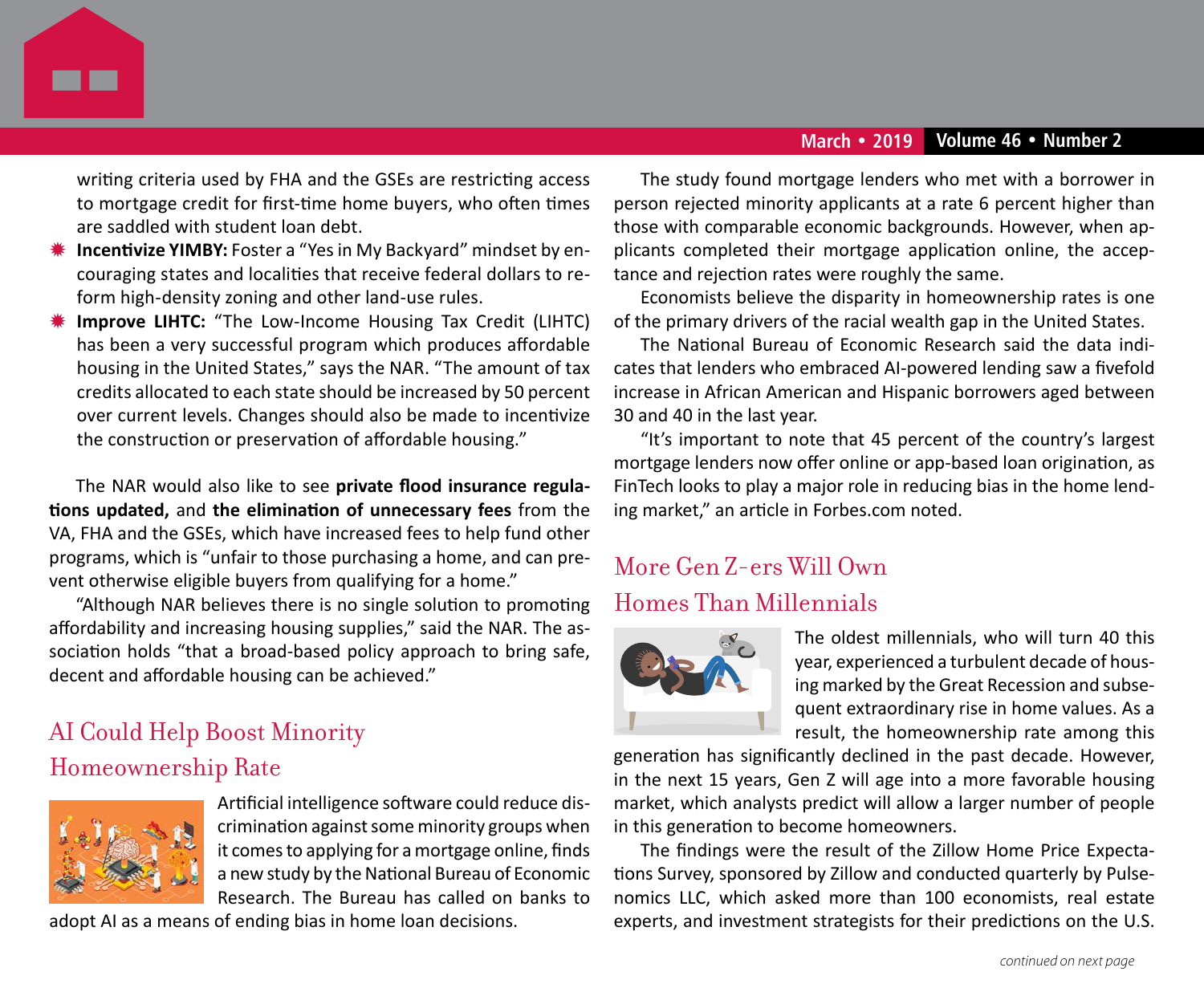writing criteria used by FHA and the GSEs are restricting access to mortgage credit for first-time home buyers, who often times are saddled with student loan debt.

- **Incentivize YIMBY:** Foster a "Yes in My Backyard" mindset by encouraging states and localities that receive federal dollars to reform high-density zoning and other land-use rules.
- **Improve LIHTC:** "The Low-Income Housing Tax Credit (LIHTC) has been a very successful program which produces affordable housing in the United States," says the NAR. "The amount of tax credits allocated to each state should be increased by 50 percent over current levels. Changes should also be made to incentivize the construction or preservation of affordable housing."

The NAR would also like to see **private flood insurance regulations updated,** and **the elimination of unnecessary fees** from the VA, FHA and the GSEs, which have increased fees to help fund other programs, which is "unfair to those purchasing a home, and can prevent otherwise eligible buyers from qualifying for a home."

"Although NAR believes there is no single solution to promoting affordability and increasing housing supplies," said the NAR. The association holds "that a broad-based policy approach to bring safe, decent and affordable housing can be achieved."

## AI Could Help Boost Minority Homeownership Rate

Artificial intelligence software could reduce discrimination against some minority groups when it comes to applying for a mortgage online, finds a new study by the National Bureau of Economic Research. The Bureau has called on banks to adopt AI as a means of ending bias in home loan decisions.

The study found mortgage lenders who met with a borrower in person rejected minority applicants at a rate 6 percent higher than those with comparable economic backgrounds. However, when applicants completed their mortgage application online, the acceptance and rejection rates were roughly the same.

Economists believe the disparity in homeownership rates is one of the primary drivers of the racial wealth gap in the United States.

The National Bureau of Economic Research said the data indicates that lenders who embraced AI-powered lending saw a fivefold increase in African American and Hispanic borrowers aged between 30 and 40 in the last year.

"It's important to note that 45 percent of the country's largest mortgage lenders now offer online or app-based loan origination, as FinTech looks to play a major role in reducing bias in the home lending market," an article in Forbes.com noted.

## More Gen Z-ers Will Own Homes Than Millennials

The oldest millennials, who will turn 40 this year, experienced a turbulent decade of housing marked by the Great Recession and subsequent extraordinary rise in home values. As a result, the homeownership rate among this generation has significantly declined in the past decade. However, in the next 15 years, Gen Z will age into a more favorable housing market, which analysts predict will allow a larger number of people in this generation to become homeowners.

The findings were the result of the Zillow Home Price Expectations Survey, sponsored by Zillow and conducted quarterly by Pulsenomics LLC, which asked more than 100 economists, real estate experts, and investment strategists for their predictions on the U.S.

*continued on next page*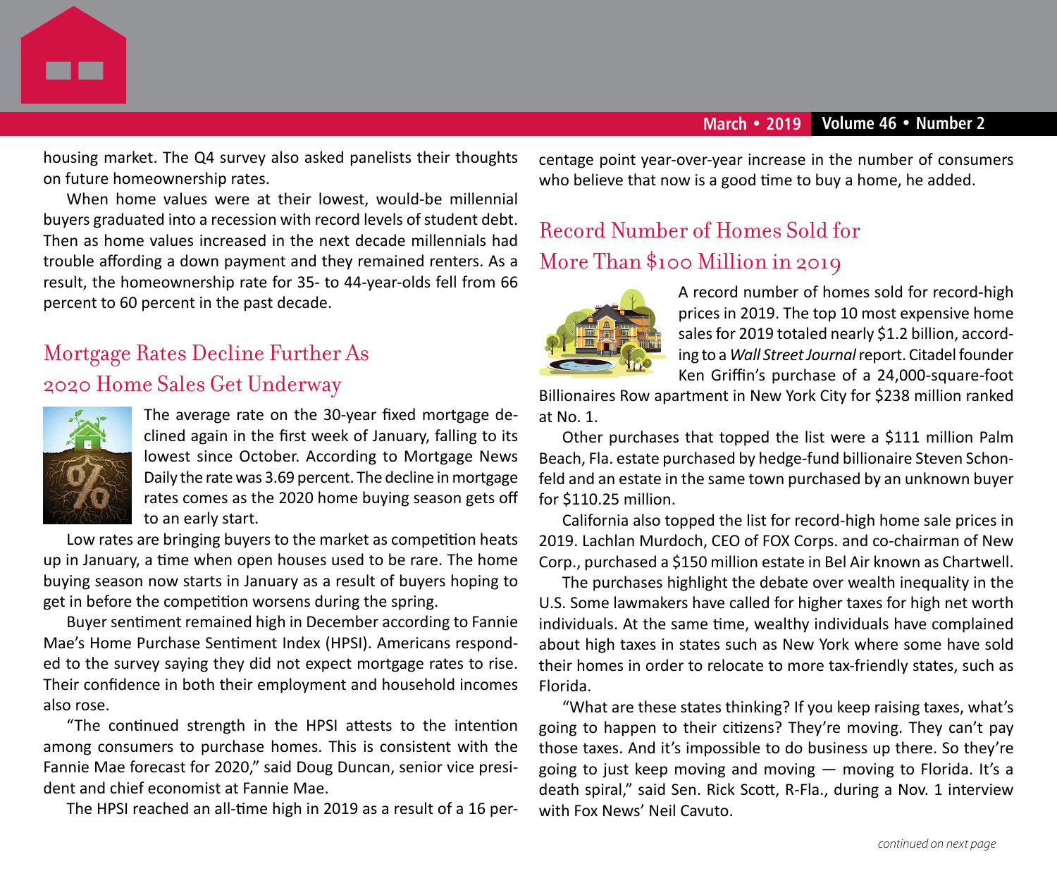housing market. The Q4 survey also asked panelists their thoughts on future homeownership rates.

When home values were at their lowest, would-be millennial buyers graduated into a recession with record levels of student debt. Then as home values increased in the next decade millennials had trouble affording a down payment and they remained renters. As a result, the homeownership rate for 35- to 44-year-olds fell from 66 percent to 60 percent in the past decade.

## Mortgage Rates Decline Further As 2020 Home Sales Get Underway

The average rate on the 30-year fixed mortgage declined again in the first week of January, falling to its lowest since October. According to Mortgage News Daily the rate was 3.69 percent. The decline in mortgage rates comes as the 2020 home buying season gets off to an early start.

Low rates are bringing buyers to the market as competition heats up in January, a time when open houses used to be rare. The home buying season now starts in January as a result of buyers hoping to get in before the competition worsens during the spring.

Buyer sentiment remained high in December according to Fannie Mae's Home Purchase Sentiment Index (HPSI). Americans responded to the survey saying they did not expect mortgage rates to rise. Their confidence in both their employment and household incomes also rose.

"The continued strength in the HPSI attests to the intention among consumers to purchase homes. This is consistent with the Fannie Mae forecast for 2020," said Doug Duncan, senior vice president and chief economist at Fannie Mae.

The HPSI reached an all-time high in 2019 as a result of a 16 percentage point year-over-year increase in the number of consumers who believe that now is a good time to buy a home, he added.

## Record Number of Homes Sold for More Than $100 Million in 2019

A record number of homes sold for record-high prices in 2019. The top 10 most expensive home sales for 2019 totaled nearly $1.2 billion, according to a *Wall Street Journal* report. Citadel founder Ken Griffin's purchase of a 24,000-square-foot Billionaires Row apartment in New York City for $238 million ranked at No. 1.

Other purchases that topped the list were a $111 million Palm Beach, Fla. estate purchased by hedge-fund billionaire Steven Schonfeld and an estate in the same town purchased by an unknown buyer for $110.25 million.

California also topped the list for record-high home sale prices in 2019. Lachlan Murdoch, CEO of FOX Corps. and co-chairman of New Corp., purchased a $150 million estate in Bel Air known as Chartwell.

The purchases highlight the debate over wealth inequality in the U.S. Some lawmakers have called for higher taxes for high net worth individuals. At the same time, wealthy individuals have complained about high taxes in states such as New York where some have sold their homes in order to relocate to more tax-friendly states, such as Florida.

"What are these states thinking? If you keep raising taxes, what's going to happen to their citizens? They're moving. They can't pay those taxes. And it's impossible to do business up there. So they're going to just keep moving and moving — moving to Florida. It's a death spiral," said Sen. Rick Scott, R-Fla., during a Nov. 1 interview with Fox News' Neil Cavuto.

*continued on next page*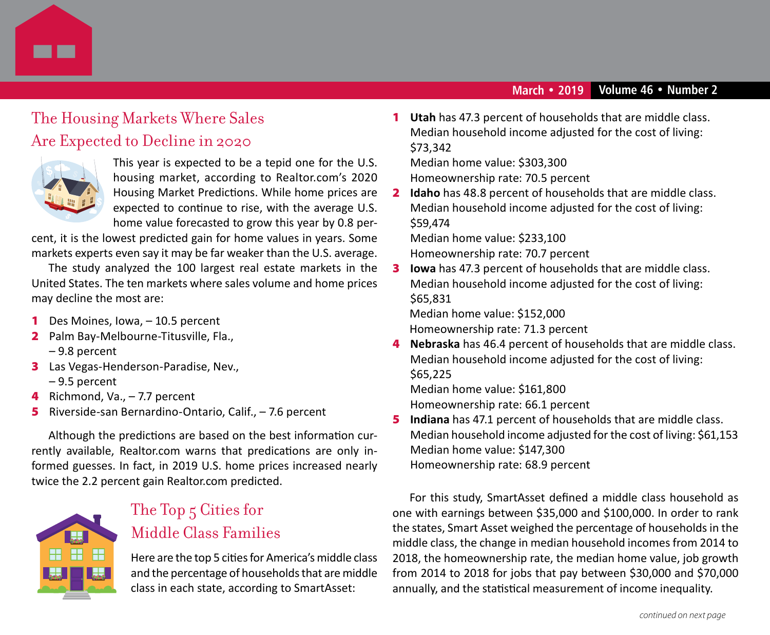## The Housing Markets Where Sales Are Expected to Decline in 2020

This year is expected to be a tepid one for the U.S. housing market, according to Realtor.com's 2020 Housing Market Predictions. While home prices are expected to continue to rise, with the average U.S. home value forecasted to grow this year by 0.8 percent, it is the lowest predicted gain for home values in years. Some markets experts even say it may be far weaker than the U.S. average.

The study analyzed the 100 largest real estate markets in the United States. The ten markets where sales volume and home prices may decline the most are:

1. Des Moines, Iowa, – 10.5 percent
2. Palm Bay-Melbourne-Titusville, Fla., – 9.8 percent
3. Las Vegas-Henderson-Paradise, Nev., – 9.5 percent
4. Richmond, Va., – 7.7 percent
5. Riverside-san Bernardino-Ontario, Calif., – 7.6 percent

Although the predictions are based on the best information currently available, Realtor.com warns that predications are only informed guesses. In fact, in 2019 U.S. home prices increased nearly twice the 2.2 percent gain Realtor.com predicted.

## The Top 5 Cities for Middle Class Families

Here are the top 5 cities for America's middle class and the percentage of households that are middle class in each state, according to SmartAsset:

1. **Utah** has 47.3 percent of households that are middle class.
   Median household income adjusted for the cost of living: $73,342
   Median home value: $303,300
   Homeownership rate: 70.5 percent
2. **Idaho** has 48.8 percent of households that are middle class.
   Median household income adjusted for the cost of living: $59,474
   Median home value: $233,100
   Homeownership rate: 70.7 percent
3. **Iowa** has 47.3 percent of households that are middle class.
   Median household income adjusted for the cost of living: $65,831
   Median home value: $152,000
   Homeownership rate: 71.3 percent
4. **Nebraska** has 46.4 percent of households that are middle class.
   Median household income adjusted for the cost of living: $65,225
   Median home value: $161,800
   Homeownership rate: 66.1 percent
5. **Indiana** has 47.1 percent of households that are middle class.
   Median household income adjusted for the cost of living: $61,153
   Median home value: $147,300
   Homeownership rate: 68.9 percent

For this study, SmartAsset defined a middle class household as one with earnings between $35,000 and $100,000. In order to rank the states, Smart Asset weighed the percentage of households in the middle class, the change in median household incomes from 2014 to 2018, the homeownership rate, the median home value, job growth from 2014 to 2018 for jobs that pay between $30,000 and $70,000 annually, and the statistical measurement of income inequality.

*continued on next page*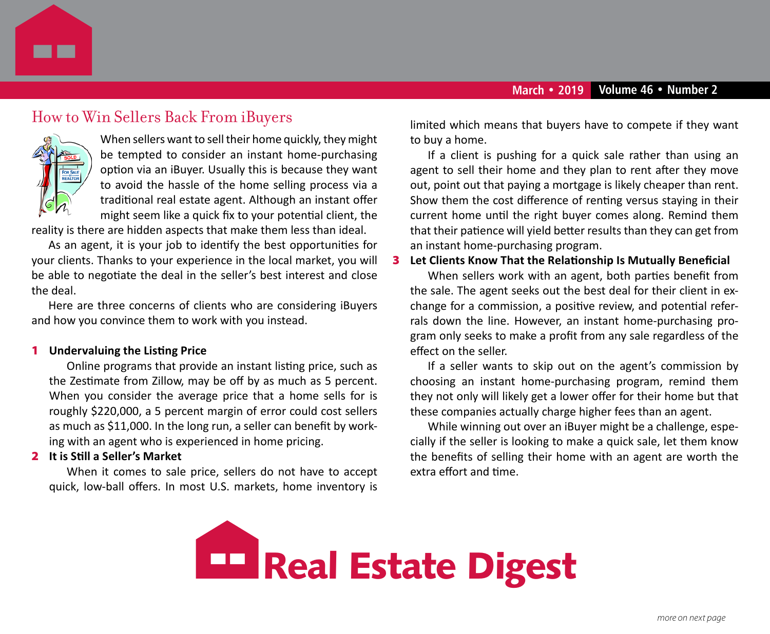## How to Win Sellers Back From iBuyers

When sellers want to sell their home quickly, they might be tempted to consider an instant home-purchasing option via an iBuyer. Usually this is because they want to avoid the hassle of the home selling process via a traditional real estate agent. Although an instant offer might seem like a quick fix to your potential client, the reality is there are hidden aspects that make them less than ideal.

As an agent, it is your job to identify the best opportunities for your clients. Thanks to your experience in the local market, you will be able to negotiate the deal in the seller's best interest and close the deal.

Here are three concerns of clients who are considering iBuyers and how you convince them to work with you instead.

**1 Undervaluing the Listing Price**

Online programs that provide an instant listing price, such as the Zestimate from Zillow, may be off by as much as 5 percent. When you consider the average price that a home sells for is roughly $220,000, a 5 percent margin of error could cost sellers as much as $11,000. In the long run, a seller can benefit by working with an agent who is experienced in home pricing.

**2 It is Still a Seller's Market**

When it comes to sale price, sellers do not have to accept quick, low-ball offers. In most U.S. markets, home inventory is limited which means that buyers have to compete if they want to buy a home.

If a client is pushing for a quick sale rather than using an agent to sell their home and they plan to rent after they move out, point out that paying a mortgage is likely cheaper than rent. Show them the cost difference of renting versus staying in their current home until the right buyer comes along. Remind them that their patience will yield better results than they can get from an instant home-purchasing program.

**3 Let Clients Know That the Relationship Is Mutually Beneficial**

When sellers work with an agent, both parties benefit from the sale. The agent seeks out the best deal for their client in exchange for a commission, a positive review, and potential referrals down the line. However, an instant home-purchasing program only seeks to make a profit from any sale regardless of the effect on the seller.

If a seller wants to skip out on the agent's commission by choosing an instant home-purchasing program, remind them they not only will likely get a lower offer for their home but that these companies actually charge higher fees than an agent.

While winning out over an iBuyer might be a challenge, especially if the seller is looking to make a quick sale, let them know the benefits of selling their home with an agent are worth the extra effort and time.

# Real Estate Digest

*more on next page*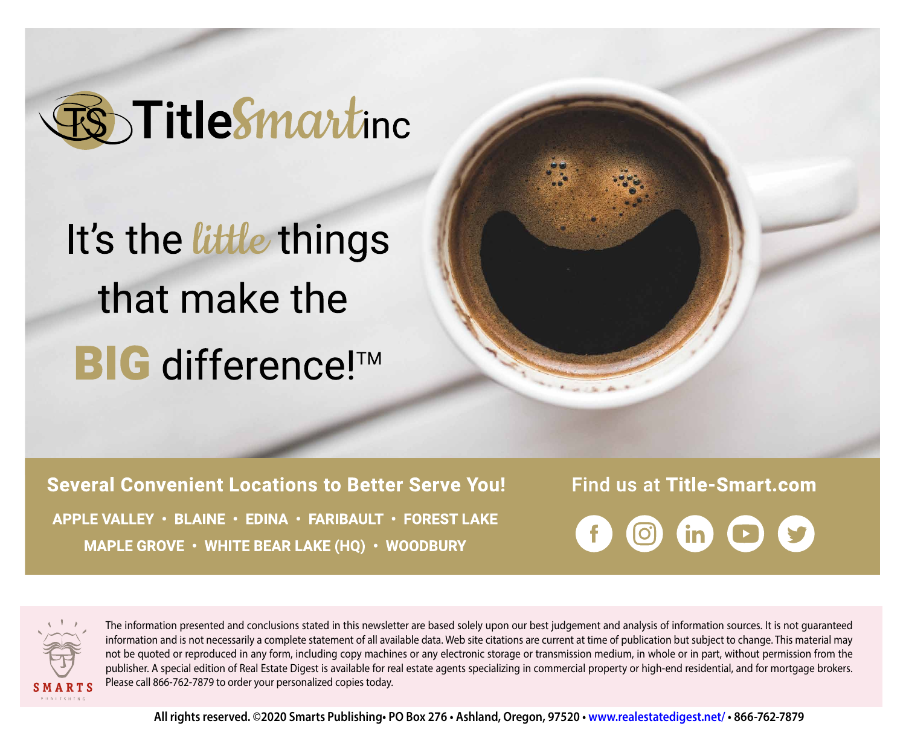# TitleSmart inc

It's the *little* things that make the **BIG** difference!™

**Several Convenient Locations to Better Serve You!**

**APPLE VALLEY • BLAINE • EDINA • FARIBAULT • FOREST LAKE**
**MAPLE GROVE • WHITE BEAR LAKE (HQ) • WOODBURY**

**Find us at Title-Smart.com**

SMARTS PUBLISHING

The information presented and conclusions stated in this newsletter are based solely upon our best judgement and analysis of information sources. It is not guaranteed information and is not necessarily a complete statement of all available data. Web site citations are current at time of publication but subject to change. This material may not be quoted or reproduced in any form, including copy machines or any electronic storage or transmission medium, in whole or in part, without permission from the publisher. A special edition of Real Estate Digest is available for real estate agents specializing in commercial property or high-end residential, and for mortgage brokers. Please call 866-762-7879 to order your personalized copies today.

**All rights reserved. ©2020 Smarts Publishing• PO Box 276 • Ashland, Oregon, 97520 • www.realestatedigest.net/ • 866-762-7879**